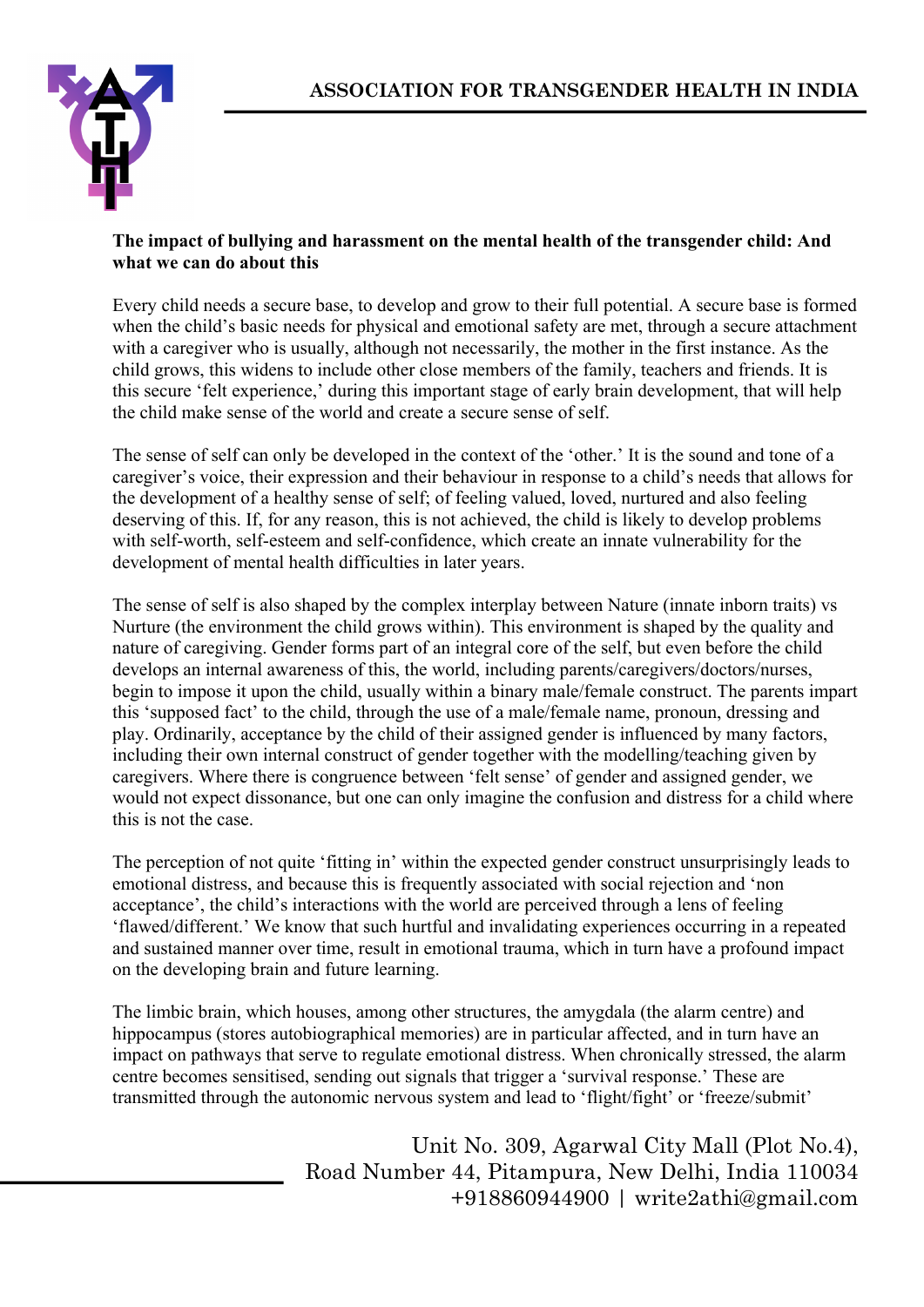ASSOCIATION FOR TRANSGENDER HEALTH IN INDIA

**The impact of bullying and harassment on the mental health of the transgender child: And what we can do about this**

Every child needs a secure base, to develop and grow to their full potential. A secure base is formed when the child's basic needs for physical and emotional safety are met, through a secure attachment with a caregiver who is usually, although not necessarily, the mother in the first instance. As the child grows, this widens to include other close members of the family, teachers and friends. It is this secure 'felt experience,' during this important stage of early brain development, that will help the child make sense of the world and create a secure sense of self.

The sense of self can only be developed in the context of the 'other.' It is the sound and tone of a caregiver's voice, their expression and their behaviour in response to a child's needs that allows for the development of a healthy sense of self; of feeling valued, loved, nurtured and also feeling deserving of this. If, for any reason, this is not achieved, the child is likely to develop problems with self-worth, self-esteem and self-confidence, which create an innate vulnerability for the development of mental health difficulties in later years.

The sense of self is also shaped by the complex interplay between Nature (innate inborn traits) vs Nurture (the environment the child grows within). This environment is shaped by the quality and nature of caregiving. Gender forms part of an integral core of the self, but even before the child develops an internal awareness of this, the world, including parents/caregivers/doctors/nurses, begin to impose it upon the child, usually within a binary male/female construct. The parents impart this 'supposed fact' to the child, through the use of a male/female name, pronoun, dressing and play. Ordinarily, acceptance by the child of their assigned gender is influenced by many factors, including their own internal construct of gender together with the modelling/teaching given by caregivers. Where there is congruence between 'felt sense' of gender and assigned gender, we would not expect dissonance, but one can only imagine the confusion and distress for a child where this is not the case.

The perception of not quite 'fitting in' within the expected gender construct unsurprisingly leads to emotional distress, and because this is frequently associated with social rejection and 'non acceptance', the child's interactions with the world are perceived through a lens of feeling 'flawed/different.' We know that such hurtful and invalidating experiences occurring in a repeated and sustained manner over time, result in emotional trauma, which in turn have a profound impact on the developing brain and future learning.

The limbic brain, which houses, among other structures, the amygdala (the alarm centre) and hippocampus (stores autobiographical memories) are in particular affected, and in turn have an impact on pathways that serve to regulate emotional distress. When chronically stressed, the alarm centre becomes sensitised, sending out signals that trigger a 'survival response.' These are transmitted through the autonomic nervous system and lead to 'flight/fight' or 'freeze/submit'

Unit No. 309, Agarwal City Mall (Plot No.4),
Road Number 44, Pitampura, New Delhi, India 110034
+918860944900 | write2athi@gmail.com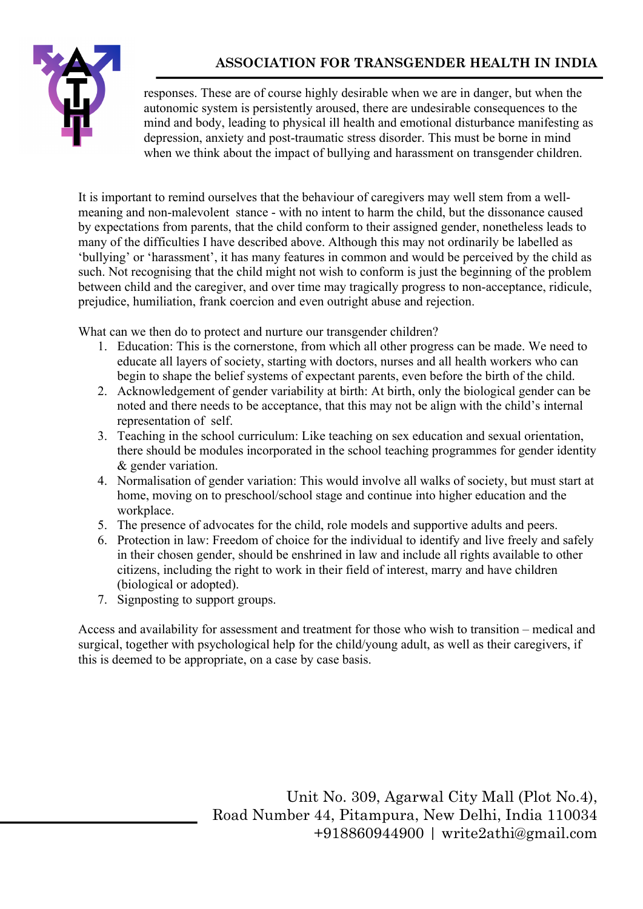responses. These are of course highly desirable when we are in danger, but when the autonomic system is persistently aroused, there are undesirable consequences to the mind and body, leading to physical ill health and emotional disturbance manifesting as depression, anxiety and post-traumatic stress disorder. This must be borne in mind when we think about the impact of bullying and harassment on transgender children.

It is important to remind ourselves that the behaviour of caregivers may well stem from a well-meaning and non-malevolent stance - with no intent to harm the child, but the dissonance caused by expectations from parents, that the child conform to their assigned gender, nonetheless leads to many of the difficulties I have described above. Although this may not ordinarily be labelled as 'bullying' or 'harassment', it has many features in common and would be perceived by the child as such. Not recognising that the child might not wish to conform is just the beginning of the problem between child and the caregiver, and over time may tragically progress to non-acceptance, ridicule, prejudice, humiliation, frank coercion and even outright abuse and rejection.

What can we then do to protect and nurture our transgender children?

1. Education: This is the cornerstone, from which all other progress can be made. We need to educate all layers of society, starting with doctors, nurses and all health workers who can begin to shape the belief systems of expectant parents, even before the birth of the child.
2. Acknowledgement of gender variability at birth: At birth, only the biological gender can be noted and there needs to be acceptance, that this may not be align with the child's internal representation of self.
3. Teaching in the school curriculum: Like teaching on sex education and sexual orientation, there should be modules incorporated in the school teaching programmes for gender identity & gender variation.
4. Normalisation of gender variation: This would involve all walks of society, but must start at home, moving on to preschool/school stage and continue into higher education and the workplace.
5. The presence of advocates for the child, role models and supportive adults and peers.
6. Protection in law: Freedom of choice for the individual to identify and live freely and safely in their chosen gender, should be enshrined in law and include all rights available to other citizens, including the right to work in their field of interest, marry and have children (biological or adopted).
7. Signposting to support groups.

Access and availability for assessment and treatment for those who wish to transition – medical and surgical, together with psychological help for the child/young adult, as well as their caregivers, if this is deemed to be appropriate, on a case by case basis.